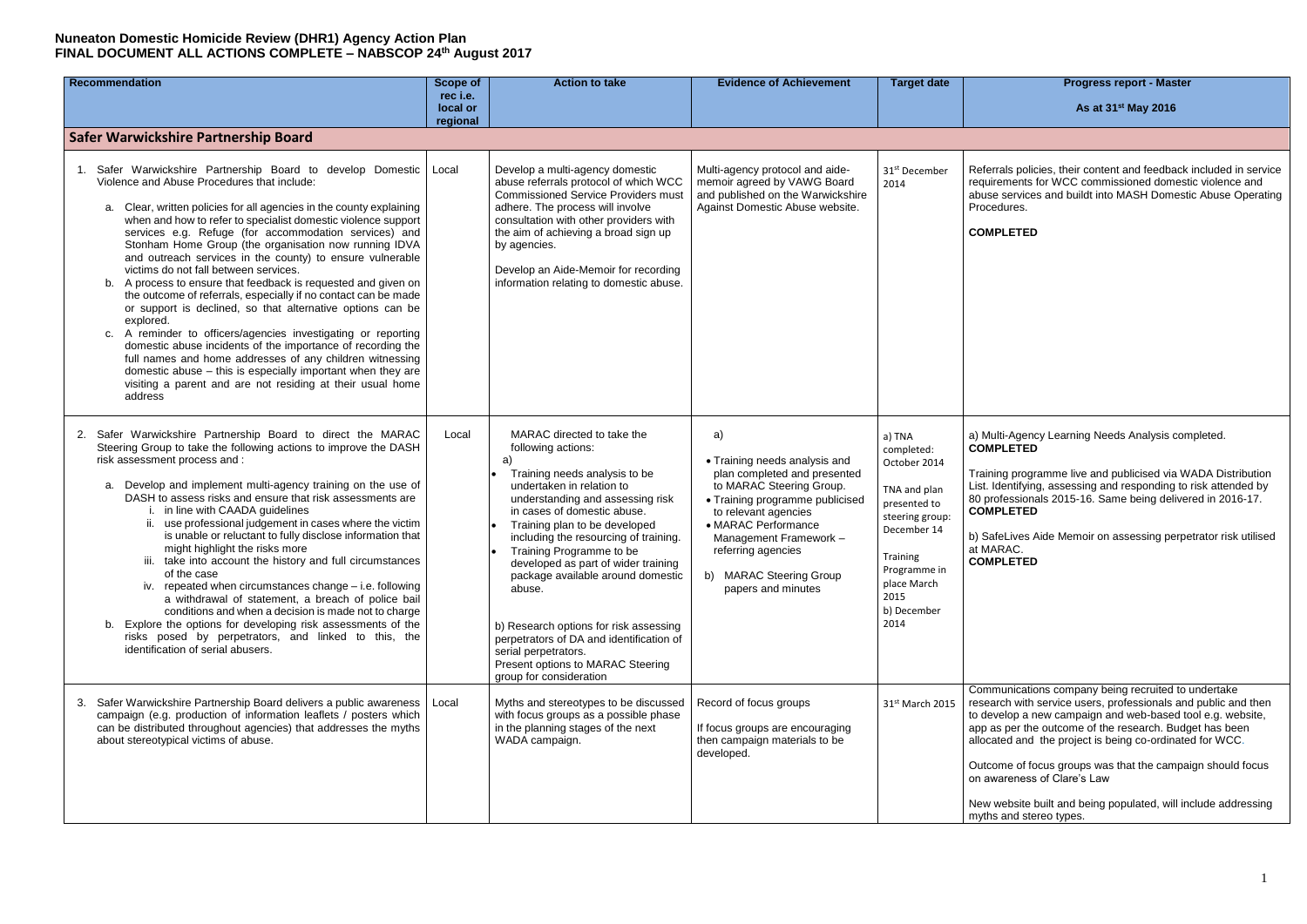# Nuneaton Domestic Homicide Review (DHR1) Agency Action Plan
## FINAL DOCUMENT ALL ACTIONS COMPLETE – NABSCOP 24th August 2017

| Recommendation | Scope of rec i.e. local or regional | Action to take | Evidence of Achievement | Target date | Progress report - Master<br><br>As at 31st May 2016 |
|---|---|---|---|---|---|
| **Safer Warwickshire Partnership Board** | | | | | |
| 1. Safer Warwickshire Partnership Board to develop Domestic Violence and Abuse Procedures that include:<br>a. Clear, written policies for all agencies in the county explaining when and how to refer to specialist domestic violence support services e.g. Refuge (for accommodation services) and Stonham Home Group (the organisation now running IDVA and outreach services in the county) to ensure vulnerable victims do not fall between services.<br>b. A process to ensure that feedback is requested and given on the outcome of referrals, especially if no contact can be made or support is declined, so that alternative options can be explored.<br>c. A reminder to officers/agencies investigating or reporting domestic abuse incidents of the importance of recording the full names and home addresses of any children witnessing domestic abuse – this is especially important when they are visiting a parent and are not residing at their usual home address | Local | Develop a multi-agency domestic abuse referrals protocol of which WCC Commissioned Service Providers must adhere. The process will involve consultation with other providers with the aim of achieving a broad sign up by agencies.<br><br>Develop an Aide-Memoir for recording information relating to domestic abuse. | Multi-agency protocol and aide-memoir agreed by VAWG Board and published on the Warwickshire Against Domestic Abuse website. | 31st December 2014 | Referrals policies, their content and feedback included in service requirements for WCC commissioned domestic violence and abuse services and buildt into MASH Domestic Abuse Operating Procedures.<br><br>**COMPLETED** |
| 2. Safer Warwickshire Partnership Board to direct the MARAC Steering Group to take the following actions to improve the DASH risk assessment process and :<br>a. Develop and implement multi-agency training on the use of DASH to assess risks and ensure that risk assessments are<br>i. in line with CAADA guidelines<br>ii. use professional judgement in cases where the victim is unable or reluctant to fully disclose information that might highlight the risks more<br>iii. take into account the history and full circumstances of the case<br>iv. repeated when circumstances change – i.e. following a withdrawal of statement, a breach of police bail conditions and when a decision is made not to charge<br>b. Explore the options for developing risk assessments of the risks posed by perpetrators, and linked to this, the identification of serial abusers. | Local | MARAC directed to take the following actions:<br>a)<br>• Training needs analysis to be undertaken in relation to understanding and assessing risk in cases of domestic abuse.<br>• Training plan to be developed including the resourcing of training.<br>• Training Programme to be developed as part of wider training package available around domestic abuse.<br><br>b) Research options for risk assessing perpetrators of DA and identification of serial perpetrators.<br>Present options to MARAC Steering group for consideration | a)<br>• Training needs analysis and plan completed and presented to MARAC Steering Group.<br>• Training programme publicised to relevant agencies<br>• MARAC Performance Management Framework – referring agencies<br><br>b) MARAC Steering Group papers and minutes | a) TNA completed: October 2014<br><br>TNA and plan presented to steering group: December 14<br><br>Training Programme in place March 2015<br>b) December 2014 | a) Multi-Agency Learning Needs Analysis completed.<br>**COMPLETED**<br><br>Training programme live and publicised via WADA Distribution List. Identifying, assessing and responding to risk attended by 80 professionals 2015-16. Same being delivered in 2016-17.<br>**COMPLETED**<br><br>b) SafeLives Aide Memoir on assessing perpetrator risk utilised at MARAC.<br>**COMPLETED** |
| 3. Safer Warwickshire Partnership Board delivers a public awareness campaign (e.g. production of information leaflets / posters which can be distributed throughout agencies) that addresses the myths about stereotypical victims of abuse. | Local | Myths and stereotypes to be discussed with focus groups as a possible phase in the planning stages of the next WADA campaign. | Record of focus groups<br><br>If focus groups are encouraging then campaign materials to be developed. | 31st March 2015 | Communications company being recruited to undertake research with service users, professionals and public and then to develop a new campaign and web-based tool e.g. website, app as per the outcome of the research. Budget has been allocated and the project is being co-ordinated for WCC.<br><br>Outcome of focus groups was that the campaign should focus on awareness of Clare's Law<br><br>New website built and being populated, will include addressing myths and stereo types. |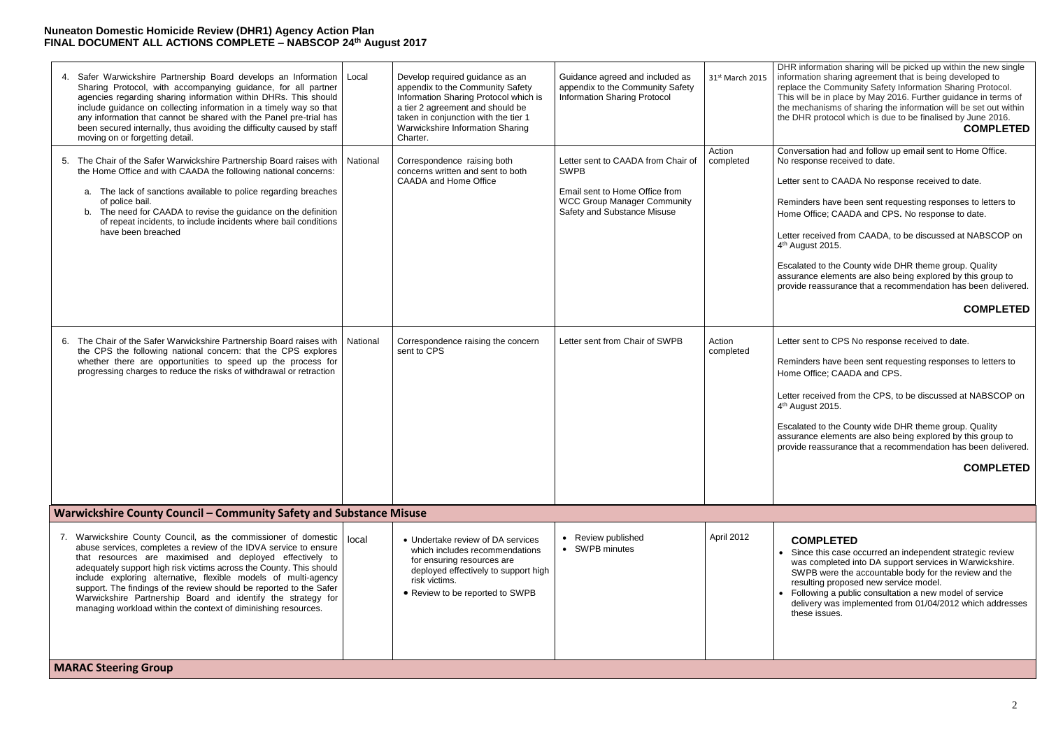# Nuneaton Domestic Homicide Review (DHR1) Agency Action Plan
## FINAL DOCUMENT ALL ACTIONS COMPLETE – NABSCOP 24th August 2017

| | | | | | |
|---|---|---|---|---|---|
| 4. Safer Warwickshire Partnership Board develops an Information Sharing Protocol, with accompanying guidance, for all partner agencies regarding sharing information within DHRs. This should include guidance on collecting information in a timely way so that any information that cannot be shared with the Panel pre-trial has been secured internally, thus avoiding the difficulty caused by staff moving on or forgetting detail. | Local | Develop required guidance as an appendix to the Community Safety Information Sharing Protocol which is a tier 2 agreement and should be taken in conjunction with the tier 1 Warwickshire Information Sharing Charter. | Guidance agreed and included as appendix to the Community Safety Information Sharing Protocol | 31st March 2015 | DHR information sharing will be picked up within the new single information sharing agreement that is being developed to replace the Community Safety Information Sharing Protocol. This will be in place by May 2016. Further guidance in terms of the mechanisms of sharing the information will be set out within the DHR protocol which is due to be finalised by June 2016. **COMPLETED** |
| 5. The Chair of the Safer Warwickshire Partnership Board raises with the Home Office and with CAADA the following national concerns:<br>a. The lack of sanctions available to police regarding breaches of police bail.<br>b. The need for CAADA to revise the guidance on the definition of repeat incidents, to include incidents where bail conditions have been breached | National | Correspondence raising both concerns written and sent to both CAADA and Home Office | Letter sent to CAADA from Chair of SWPB<br><br>Email sent to Home Office from WCC Group Manager Community Safety and Substance Misuse | Action completed | Conversation had and follow up email sent to Home Office. No response received to date.<br><br>Letter sent to CAADA No response received to date.<br><br>Reminders have been sent requesting responses to letters to Home Office; CAADA and CPS. No response to date.<br><br>Letter received from CAADA, to be discussed at NABSCOP on 4th August 2015.<br><br>Escalated to the County wide DHR theme group. Quality assurance elements are also being explored by this group to provide reassurance that a recommendation has been delivered.<br><br>**COMPLETED** |
| 6. The Chair of the Safer Warwickshire Partnership Board raises with the CPS the following national concern: that the CPS explores whether there are opportunities to speed up the process for progressing charges to reduce the risks of withdrawal or retraction | National | Correspondence raising the concern sent to CPS | Letter sent from Chair of SWPB | Action completed | Letter sent to CPS No response received to date.<br><br>Reminders have been sent requesting responses to letters to Home Office; CAADA and CPS.<br><br>Letter received from the CPS, to be discussed at NABSCOP on 4th August 2015.<br><br>Escalated to the County wide DHR theme group. Quality assurance elements are also being explored by this group to provide reassurance that a recommendation has been delivered.<br><br>**COMPLETED** |
| **Warwickshire County Council – Community Safety and Substance Misuse** | | | | | |
| 7. Warwickshire County Council, as the commissioner of domestic abuse services, completes a review of the IDVA service to ensure that resources are maximised and deployed effectively to adequately support high risk victims across the County. This should include exploring alternative, flexible models of multi-agency support. The findings of the review should be reported to the Safer Warwickshire Partnership Board and identify the strategy for managing workload within the context of diminishing resources. | local | • Undertake review of DA services which includes recommendations for ensuring resources are deployed effectively to support high risk victims.<br>• Review to be reported to SWPB | • Review published<br>• SWPB minutes | April 2012 | **COMPLETED**<br>• Since this case occurred an independent strategic review was completed into DA support services in Warwickshire. SWPB were the accountable body for the review and the resulting proposed new service model.<br>• Following a public consultation a new model of service delivery was implemented from 01/04/2012 which addresses these issues. |
| **MARAC Steering Group** | | | | | |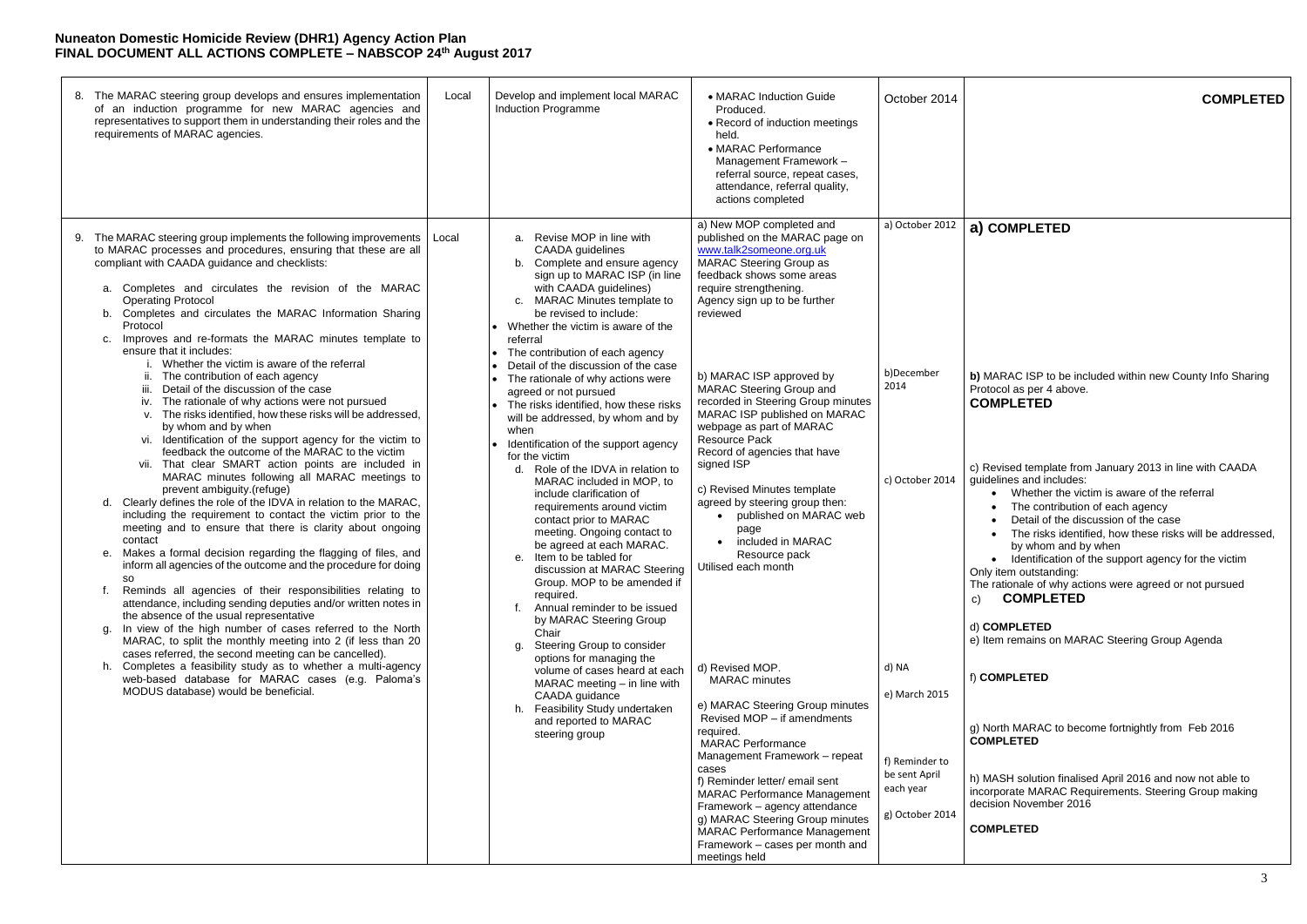# Nuneaton Domestic Homicide Review (DHR1) Agency Action Plan
## FINAL DOCUMENT ALL ACTIONS COMPLETE – NABSCOP 24th August 2017

| | | | | | |
|---|---|---|---|---|---|
| 8. The MARAC steering group develops and ensures implementation of an induction programme for new MARAC agencies and representatives to support them in understanding their roles and the requirements of MARAC agencies. | Local | Develop and implement local MARAC Induction Programme | • MARAC Induction Guide Produced.<br>• Record of induction meetings held.<br>• MARAC Performance Management Framework – referral source, repeat cases, attendance, referral quality, actions completed | October 2014 | **COMPLETED** |
| 9. The MARAC steering group implements the following improvements to MARAC processes and procedures, ensuring that these are all compliant with CAADA guidance and checklists:<br>a. Completes and circulates the revision of the MARAC Operating Protocol<br>b. Completes and circulates the MARAC Information Sharing Protocol<br>c. Improves and re-formats the MARAC minutes template to ensure that it includes:<br>i. Whether the victim is aware of the referral<br>ii. The contribution of each agency<br>iii. Detail of the discussion of the case<br>iv. The rationale of why actions were not pursued<br>v. The risks identified, how these risks will be addressed, by whom and by when<br>vi. Identification of the support agency for the victim to feedback the outcome of the MARAC to the victim<br>vii. That clear SMART action points are included in MARAC minutes following all MARAC meetings to prevent ambiguity.(refuge)<br>d. Clearly defines the role of the IDVA in relation to the MARAC, including the requirement to contact the victim prior to the meeting and to ensure that there is clarity about ongoing contact<br>e. Makes a formal decision regarding the flagging of files, and inform all agencies of the outcome and the procedure for doing so<br>f. Reminds all agencies of their responsibilities relating to attendance, including sending deputies and/or written notes in the absence of the usual representative<br>g. In view of the high number of cases referred to the North MARAC, to split the monthly meeting into 2 (if less than 20 cases referred, the second meeting can be cancelled).<br>h. Completes a feasibility study as to whether a multi-agency web-based database for MARAC cases (e.g. Paloma's MODUS database) would be beneficial. | Local | a. Revise MOP in line with CAADA guidelines<br>b. Complete and ensure agency sign up to MARAC ISP (in line with CAADA guidelines)<br>c. MARAC Minutes template to be revised to include:<br>• Whether the victim is aware of the referral<br>• The contribution of each agency<br>• Detail of the discussion of the case<br>• The rationale of why actions were agreed or not pursued<br>• The risks identified, how these risks will be addressed, by whom and by when<br>• Identification of the support agency for the victim<br>d. Role of the IDVA in relation to MARAC included in MOP, to include clarification of requirements around victim contact prior to MARAC meeting. Ongoing contact to be agreed at each MARAC.<br>e. Item to be tabled for discussion at MARAC Steering Group. MOP to be amended if required.<br>f. Annual reminder to be issued by MARAC Steering Group Chair<br>g. Steering Group to consider options for managing the volume of cases heard at each MARAC meeting – in line with CAADA guidance<br>h. Feasibility Study undertaken and reported to MARAC steering group | a) New MOP completed and published on the MARAC page on www.talk2someone.org.uk MARAC Steering Group as feedback shows some areas require strengthening. Agency sign up to be further reviewed<br><br>b) MARAC ISP approved by MARAC Steering Group and recorded in Steering Group minutes MARAC ISP published on MARAC webpage as part of MARAC Resource Pack Record of agencies that have signed ISP<br><br>c) Revised Minutes template agreed by steering group then:<br>• published on MARAC web page<br>• included in MARAC Resource pack<br>Utilised each month<br><br>d) Revised MOP. MARAC minutes<br><br>e) MARAC Steering Group minutes Revised MOP – if amendments required. MARAC Performance Management Framework – repeat cases<br>f) Reminder letter/ email sent MARAC Performance Management Framework – agency attendance<br>g) MARAC Steering Group minutes MARAC Performance Management Framework – cases per month and meetings held | a) October 2012<br><br>b)December 2014<br><br>c) October 2014<br><br>d) NA<br><br>e) March 2015<br><br>f) Reminder to be sent April each year<br><br>g) October 2014 | **a) COMPLETED**<br><br>**b)** MARAC ISP to be included within new County Info Sharing Protocol as per 4 above.<br>**COMPLETED**<br><br>c) Revised template from January 2013 in line with CAADA guidelines and includes:<br>• Whether the victim is aware of the referral<br>• The contribution of each agency<br>• Detail of the discussion of the case<br>• The risks identified, how these risks will be addressed, by whom and by when<br>• Identification of the support agency for the victim<br>Only item outstanding:<br>The rationale of why actions were agreed or not pursued<br>c) **COMPLETED**<br><br>d) **COMPLETED**<br>e) Item remains on MARAC Steering Group Agenda<br><br>f) **COMPLETED**<br><br>g) North MARAC to become fortnightly from Feb 2016<br>**COMPLETED**<br><br>h) MASH solution finalised April 2016 and now not able to incorporate MARAC Requirements. Steering Group making decision November 2016<br><br>**COMPLETED** |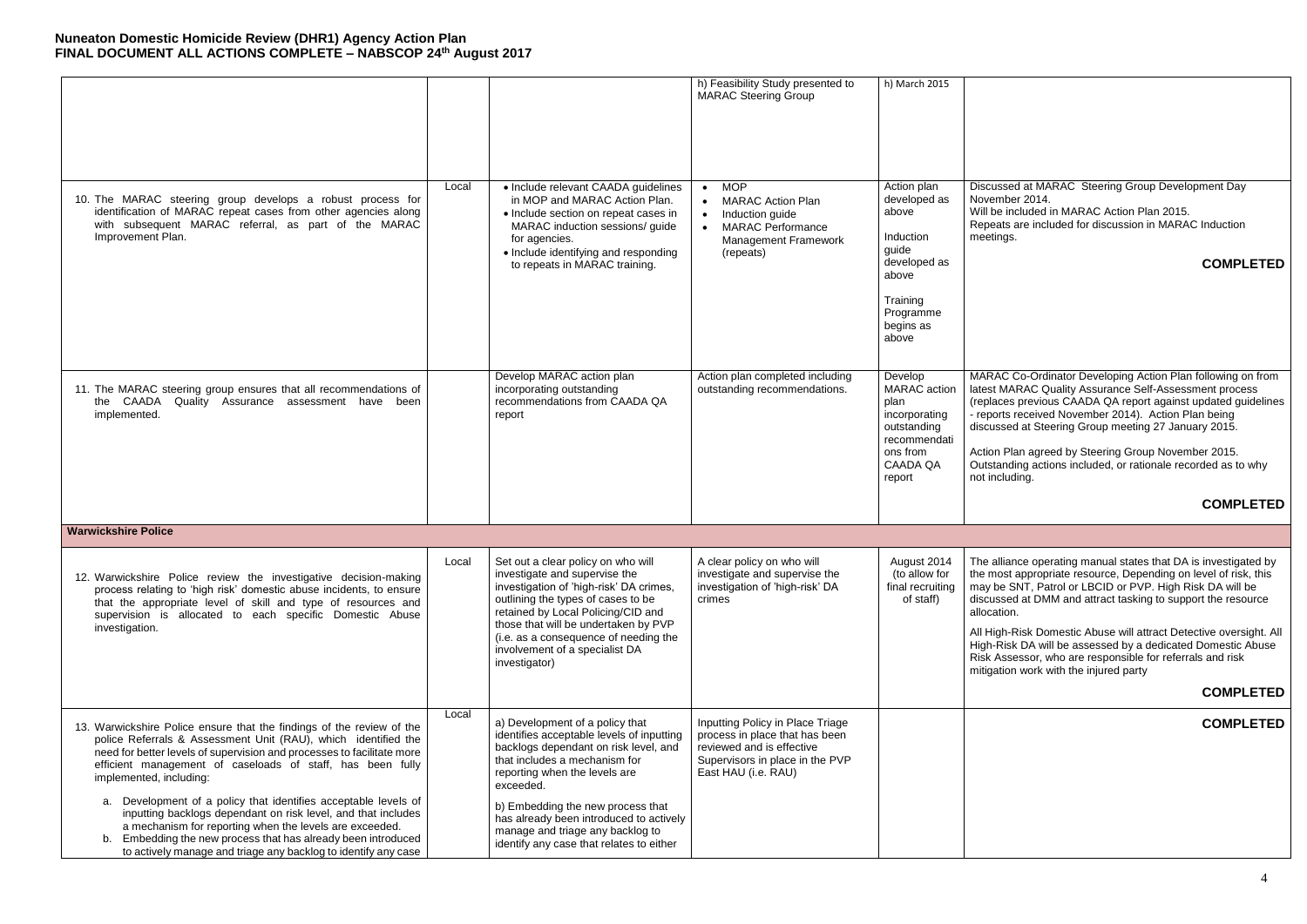# Nuneaton Domestic Homicide Review (DHR1) Agency Action Plan
## FINAL DOCUMENT ALL ACTIONS COMPLETE – NABSCOP 24th August 2017

| | | | | | |
|---|---|---|---|---|---|
| | | | h) Feasibility Study presented to MARAC Steering Group | h) March 2015 | |
| 10. The MARAC steering group develops a robust process for identification of MARAC repeat cases from other agencies along with subsequent MARAC referral, as part of the MARAC Improvement Plan. | Local | • Include relevant CAADA guidelines in MOP and MARAC Action Plan.<br>• Include section on repeat cases in MARAC induction sessions/ guide for agencies.<br>• Include identifying and responding to repeats in MARAC training. | • MOP<br>• MARAC Action Plan<br>• Induction guide<br>• MARAC Performance Management Framework (repeats) | Action plan developed as above<br><br>Induction guide developed as above<br><br>Training Programme begins as above | Discussed at MARAC Steering Group Development Day November 2014.<br>Will be included in MARAC Action Plan 2015.<br>Repeats are included for discussion in MARAC Induction meetings.<br><br>**COMPLETED** |
| 11. The MARAC steering group ensures that all recommendations of the CAADA Quality Assurance assessment have been implemented. | | Develop MARAC action plan incorporating outstanding recommendations from CAADA QA report | Action plan completed including outstanding recommendations. | Develop MARAC action plan incorporating outstanding recommendations from CAADA QA report | MARAC Co-Ordinator Developing Action Plan following on from latest MARAC Quality Assurance Self-Assessment process (replaces previous CAADA QA report against updated guidelines - reports received November 2014). Action Plan being discussed at Steering Group meeting 27 January 2015.<br><br>Action Plan agreed by Steering Group November 2015. Outstanding actions included, or rationale recorded as to why not including.<br><br>**COMPLETED** |
| **Warwickshire Police** | | | | | |
| 12. Warwickshire Police review the investigative decision-making process relating to 'high risk' domestic abuse incidents, to ensure that the appropriate level of skill and type of resources and supervision is allocated to each specific Domestic Abuse investigation. | Local | Set out a clear policy on who will investigate and supervise the investigation of 'high-risk' DA crimes, outlining the types of cases to be retained by Local Policing/CID and those that will be undertaken by PVP (i.e. as a consequence of needing the involvement of a specialist DA investigator) | A clear policy on who will investigate and supervise the investigation of 'high-risk' DA crimes | August 2014 (to allow for final recruiting of staff) | The alliance operating manual states that DA is investigated by the most appropriate resource, Depending on level of risk, this may be SNT, Patrol or LBCID or PVP. High Risk DA will be discussed at DMM and attract tasking to support the resource allocation.<br><br>All High-Risk Domestic Abuse will attract Detective oversight. All High-Risk DA will be assessed by a dedicated Domestic Abuse Risk Assessor, who are responsible for referrals and risk mitigation work with the injured party<br><br>**COMPLETED** |
| 13. Warwickshire Police ensure that the findings of the review of the police Referrals & Assessment Unit (RAU), which identified the need for better levels of supervision and processes to facilitate more efficient management of caseloads of staff, has been fully implemented, including:<br><br>a. Development of a policy that identifies acceptable levels of inputting backlogs dependant on risk level, and that includes a mechanism for reporting when the levels are exceeded.<br>b. Embedding the new process that has already been introduced to actively manage and triage any backlog to identify any case | Local | a) Development of a policy that identifies acceptable levels of inputting backlogs dependant on risk level, and that includes a mechanism for reporting when the levels are exceeded.<br><br>b) Embedding the new process that has already been introduced to actively manage and triage any backlog to identify any case that relates to either | Inputting Policy in Place Triage process in place that has been reviewed and is effective Supervisors in place in the PVP East HAU (i.e. RAU) | | **COMPLETED** |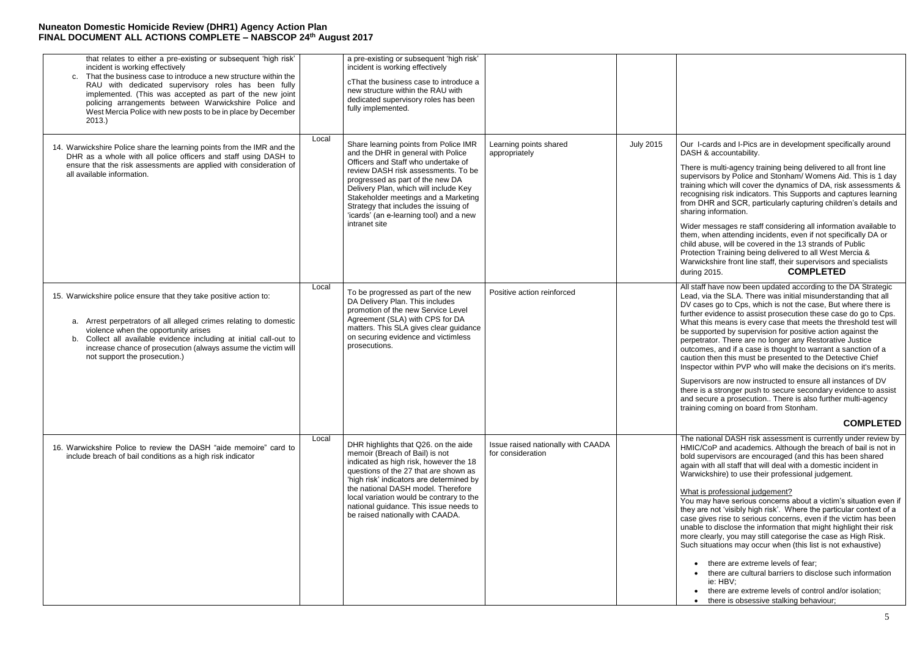# Nuneaton Domestic Homicide Review (DHR1) Agency Action Plan
## FINAL DOCUMENT ALL ACTIONS COMPLETE – NABSCOP 24th August 2017

| | | | | | |
|---|---|---|---|---|---|
| that relates to either a pre-existing or subsequent 'high risk' incident is working effectively<br>c. That the business case to introduce a new structure within the RAU with dedicated supervisory roles has been fully implemented. (This was accepted as part of the new joint policing arrangements between Warwickshire Police and West Mercia Police with new posts to be in place by December 2013.) | | a pre-existing or subsequent 'high risk' incident is working effectively<br><br>cThat the business case to introduce a new structure within the RAU with dedicated supervisory roles has been fully implemented. | | | |
| 14. Warwickshire Police share the learning points from the IMR and the DHR as a whole with all police officers and staff using DASH to ensure that the risk assessments are applied with consideration of all available information. | Local | Share learning points from Police IMR and the DHR in general with Police Officers and Staff who undertake of review DASH risk assessments. To be progressed as part of the new DA Delivery Plan, which will include Key Stakeholder meetings and a Marketing Strategy that includes the issuing of 'icards' (an e-learning tool) and a new intranet site | Learning points shared appropriately | July 2015 | Our I-cards and I-Pics are in development specifically around DASH & accountability.<br><br>There is multi-agency training being delivered to all front line supervisors by Police and Stonham/ Womens Aid. This is 1 day training which will cover the dynamics of DA, risk assessments & recognising risk indicators. This Supports and captures learning from DHR and SCR, particularly capturing children's details and sharing information.<br><br>Wider messages re staff considering all information available to them, when attending incidents, even if not specifically DA or child abuse, will be covered in the 13 strands of Public Protection Training being delivered to all West Mercia & Warwickshire front line staff, their supervisors and specialists during 2015. **COMPLETED** |
| 15. Warwickshire police ensure that they take positive action to:<br><br>a. Arrest perpetrators of all alleged crimes relating to domestic violence when the opportunity arises<br>b. Collect all available evidence including at initial call-out to increase chance of prosecution (always assume the victim will not support the prosecution.) | Local | To be progressed as part of the new DA Delivery Plan. This includes promotion of the new Service Level Agreement (SLA) with CPS for DA matters. This SLA gives clear guidance on securing evidence and victimless prosecutions. | Positive action reinforced | | All staff have now been updated according to the DA Strategic Lead, via the SLA. There was initial misunderstanding that all DV cases go to Cps, which is not the case, But where there is further evidence to assist prosecution these case do go to Cps. What this means is every case that meets the threshold test will be supported by supervision for positive action against the perpetrator. There are no longer any Restorative Justice outcomes, and if a case is thought to warrant a sanction of a caution then this must be presented to the Detective Chief Inspector within PVP who will make the decisions on it's merits.<br><br>Supervisors are now instructed to ensure all instances of DV there is a stronger push to secure secondary evidence to assist and secure a prosecution.. There is also further multi-agency training coming on board from Stonham.<br><br>**COMPLETED** |
| 16. Warwickshire Police to review the DASH "aide memoire" card to include breach of bail conditions as a high risk indicator | Local | DHR highlights that Q26. on the aide memoir (Breach of Bail) is not indicated as high risk, however the 18 questions of the 27 that *are* shown as 'high risk' indicators are determined by the national DASH model. Therefore local variation would be contrary to the national guidance. This issue needs to be raised nationally with CAADA. | Issue raised nationally with CAADA for consideration | | The national DASH risk assessment is currently under review by HMIC/CoP and academics. Although the breach of bail is not in bold supervisors are encouraged (and this has been shared again with all staff that will deal with a domestic incident in Warwickshire) to use their professional judgement.<br><br><u>What is professional judgement?</u><br>You may have serious concerns about a victim's situation even if they are not 'visibly high risk'. Where the particular context of a case gives rise to serious concerns, even if the victim has been unable to disclose the information that might highlight their risk more clearly, you may still categorise the case as High Risk. Such situations may occur when (this list is not exhaustive)<br><br>• there are extreme levels of fear;<br>• there are cultural barriers to disclose such information ie: HBV;<br>• there are extreme levels of control and/or isolation;<br>• there is obsessive stalking behaviour; |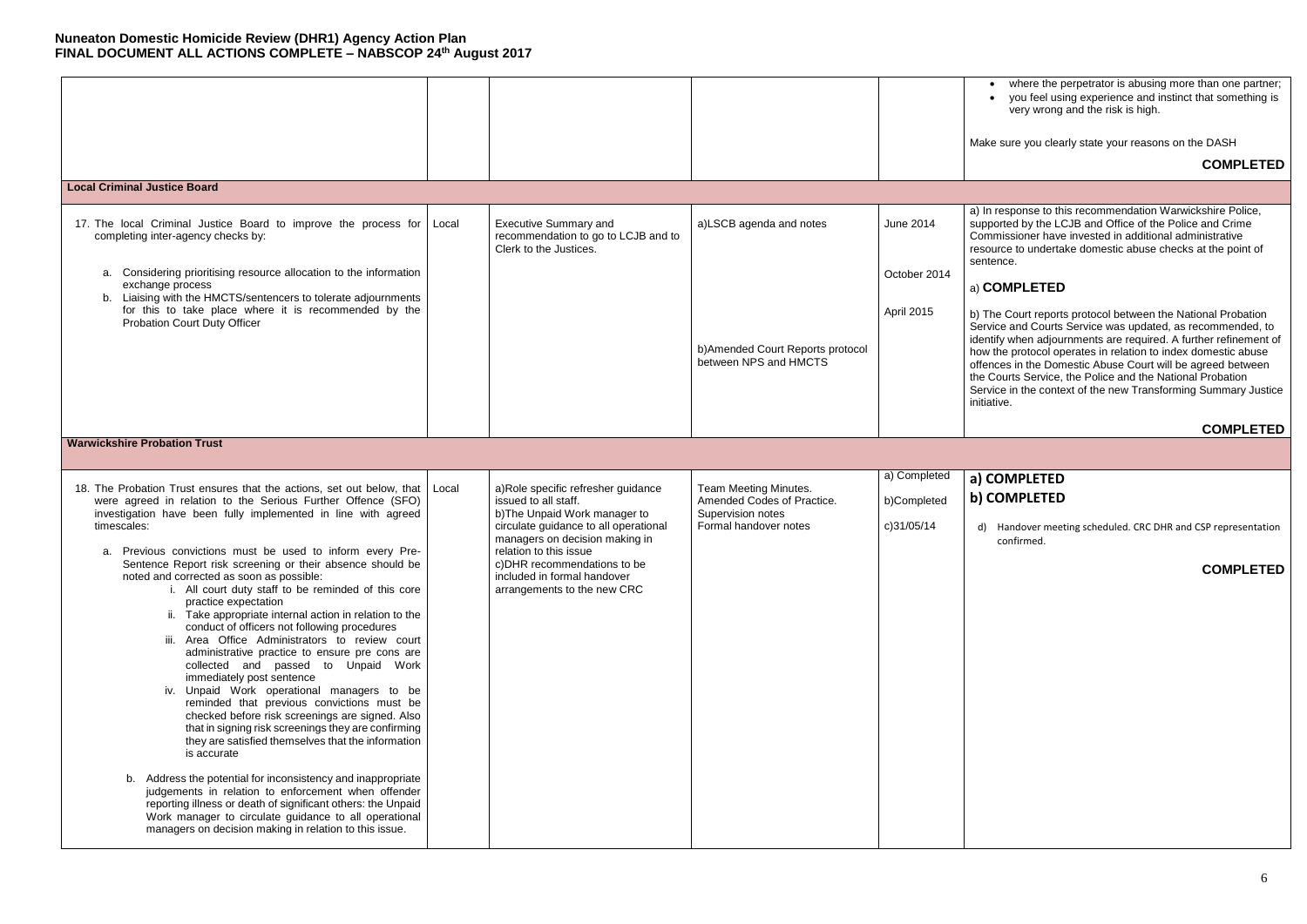# Nuneaton Domestic Homicide Review (DHR1) Agency Action Plan
## FINAL DOCUMENT ALL ACTIONS COMPLETE – NABSCOP 24th August 2017

| | | | | | |
|---|---|---|---|---|---|
| | | | | | • where the perpetrator is abusing more than one partner;<br>• you feel using experience and instinct that something is very wrong and the risk is high.<br><br>Make sure you clearly state your reasons on the DASH<br><br>**COMPLETED** |
| **Local Criminal Justice Board** | | | | | |
| 17. The local Criminal Justice Board to improve the process for completing inter-agency checks by:<br><br>a. Considering prioritising resource allocation to the information exchange process<br>b. Liaising with the HMCTS/sentencers to tolerate adjournments for this to take place where it is recommended by the Probation Court Duty Officer | Local | Executive Summary and recommendation to go to LCJB and to Clerk to the Justices. | a)LSCB agenda and notes<br><br>b)Amended Court Reports protocol between NPS and HMCTS | June 2014<br><br>October 2014<br><br>April 2015 | a) In response to this recommendation Warwickshire Police, supported by the LCJB and Office of the Police and Crime Commissioner have invested in additional administrative resource to undertake domestic abuse checks at the point of sentence.<br><br>a) **COMPLETED**<br><br>b) The Court reports protocol between the National Probation Service and Courts Service was updated, as recommended, to identify when adjournments are required. A further refinement of how the protocol operates in relation to index domestic abuse offences in the Domestic Abuse Court will be agreed between the Courts Service, the Police and the National Probation Service in the context of the new Transforming Summary Justice initiative.<br><br>**COMPLETED** |
| **Warwickshire Probation Trust** | | | | | |
| 18. The Probation Trust ensures that the actions, set out below, that were agreed in relation to the Serious Further Offence (SFO) investigation have been fully implemented in line with agreed timescales:<br><br>a. Previous convictions must be used to inform every Pre-Sentence Report risk screening or their absence should be noted and corrected as soon as possible:<br>i. All court duty staff to be reminded of this core practice expectation<br>ii. Take appropriate internal action in relation to the conduct of officers not following procedures<br>iii. Area Office Administrators to review court administrative practice to ensure pre cons are collected and passed to Unpaid Work immediately post sentence<br>iv. Unpaid Work operational managers to be reminded that previous convictions must be checked before risk screenings are signed. Also that in signing risk screenings they are confirming they are satisfied themselves that the information is accurate<br><br>b. Address the potential for inconsistency and inappropriate judgements in relation to enforcement when offender reporting illness or death of significant others: the Unpaid Work manager to circulate guidance to all operational managers on decision making in relation to this issue. | Local | a)Role specific refresher guidance issued to all staff.<br>b)The Unpaid Work manager to circulate guidance to all operational managers on decision making in relation to this issue<br>c)DHR recommendations to be included in formal handover arrangements to the new CRC | Team Meeting Minutes.<br>Amended Codes of Practice.<br>Supervision notes<br>Formal handover notes | a) Completed<br><br>b)Completed<br><br>c)31/05/14 | **a) COMPLETED**<br>**b) COMPLETED**<br><br>d) Handover meeting scheduled. CRC DHR and CSP representation confirmed.<br><br>**COMPLETED** |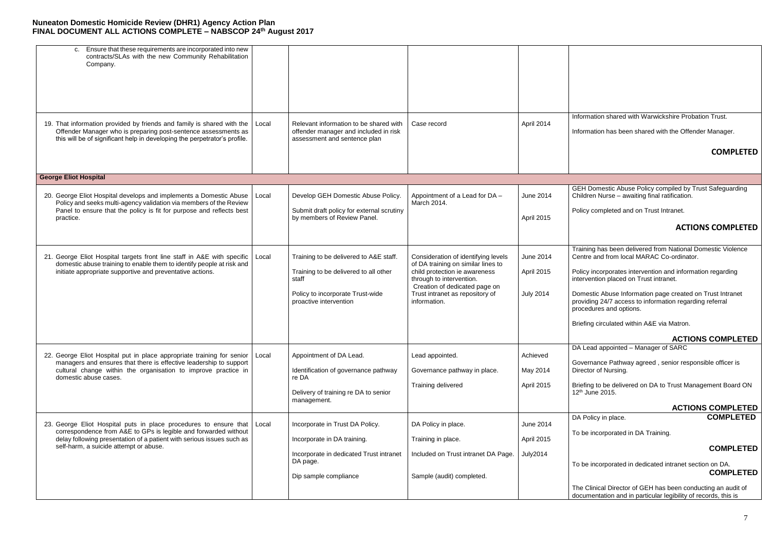# Nuneaton Domestic Homicide Review (DHR1) Agency Action Plan
## FINAL DOCUMENT ALL ACTIONS COMPLETE – NABSCOP 24th August 2017

| | | | | | |
|---|---|---|---|---|---|
| c. Ensure that these requirements are incorporated into new contracts/SLAs with the new Community Rehabilitation Company. | | | | | |
| 19. That information provided by friends and family is shared with the Offender Manager who is preparing post-sentence assessments as this will be of significant help in developing the perpetrator's profile. | Local | Relevant information to be shared with offender manager and included in risk assessment and sentence plan | Case record | April 2014 | Information shared with Warwickshire Probation Trust.<br><br>Information has been shared with the Offender Manager.<br><br>**COMPLETED** |
| **George Eliot Hospital** | | | | | |
| 20. George Eliot Hospital develops and implements a Domestic Abuse Policy and seeks multi-agency validation via members of the Review Panel to ensure that the policy is fit for purpose and reflects best practice. | Local | Develop GEH Domestic Abuse Policy.<br><br>Submit draft policy for external scrutiny by members of Review Panel. | Appointment of a Lead for DA – March 2014. | June 2014<br><br>April 2015 | GEH Domestic Abuse Policy compiled by Trust Safeguarding Children Nurse – awaiting final ratification.<br><br>Policy completed and on Trust Intranet.<br><br>**ACTIONS COMPLETED** |
| 21. George Eliot Hospital targets front line staff in A&E with specific domestic abuse training to enable them to identify people at risk and initiate appropriate supportive and preventative actions. | Local | Training to be delivered to A&E staff.<br><br>Training to be delivered to all other staff<br><br>Policy to incorporate Trust-wide proactive intervention | Consideration of identifying levels of DA training on similar lines to child protection ie awareness through to intervention.<br>Creation of dedicated page on Trust intranet as repository of information. | June 2014<br><br>April 2015<br><br>July 2014 | Training has been delivered from National Domestic Violence Centre and from local MARAC Co-ordinator.<br><br>Policy incorporates intervention and information regarding intervention placed on Trust intranet.<br><br>Domestic Abuse Information page created on Trust Intranet providing 24/7 access to information regarding referral procedures and options.<br><br>Briefing circulated within A&E via Matron.<br><br>**ACTIONS COMPLETED** |
| 22. George Eliot Hospital put in place appropriate training for senior managers and ensures that there is effective leadership to support cultural change within the organisation to improve practice in domestic abuse cases. | Local | Appointment of DA Lead.<br><br>Identification of governance pathway re DA<br><br>Delivery of training re DA to senior management. | Lead appointed.<br><br>Governance pathway in place.<br><br>Training delivered | Achieved<br><br>May 2014<br><br>April 2015 | DA Lead appointed – Manager of SARC<br><br>Governance Pathway agreed , senior responsible officer is Director of Nursing.<br><br>Briefing to be delivered on DA to Trust Management Board ON 12th June 2015.<br><br>**ACTIONS COMPLETED** |
| 23. George Eliot Hospital puts in place procedures to ensure that correspondence from A&E to GPs is legible and forwarded without delay following presentation of a patient with serious issues such as self-harm, a suicide attempt or abuse. | Local | Incorporate in Trust DA Policy.<br><br>Incorporate in DA training.<br><br>Incorporate in dedicated Trust intranet DA page.<br><br>Dip sample compliance | DA Policy in place.<br><br>Training in place.<br><br>Included on Trust intranet DA Page.<br><br>Sample (audit) completed. | June 2014<br><br>April 2015<br><br>July2014 | DA Policy in place. **COMPLETED**<br><br>To be incorporated in DA Training.<br><br>**COMPLETED**<br><br>To be incorporated in dedicated intranet section on DA.<br>**COMPLETED**<br><br>The Clinical Director of GEH has been conducting an audit of documentation and in particular legibility of records, this is |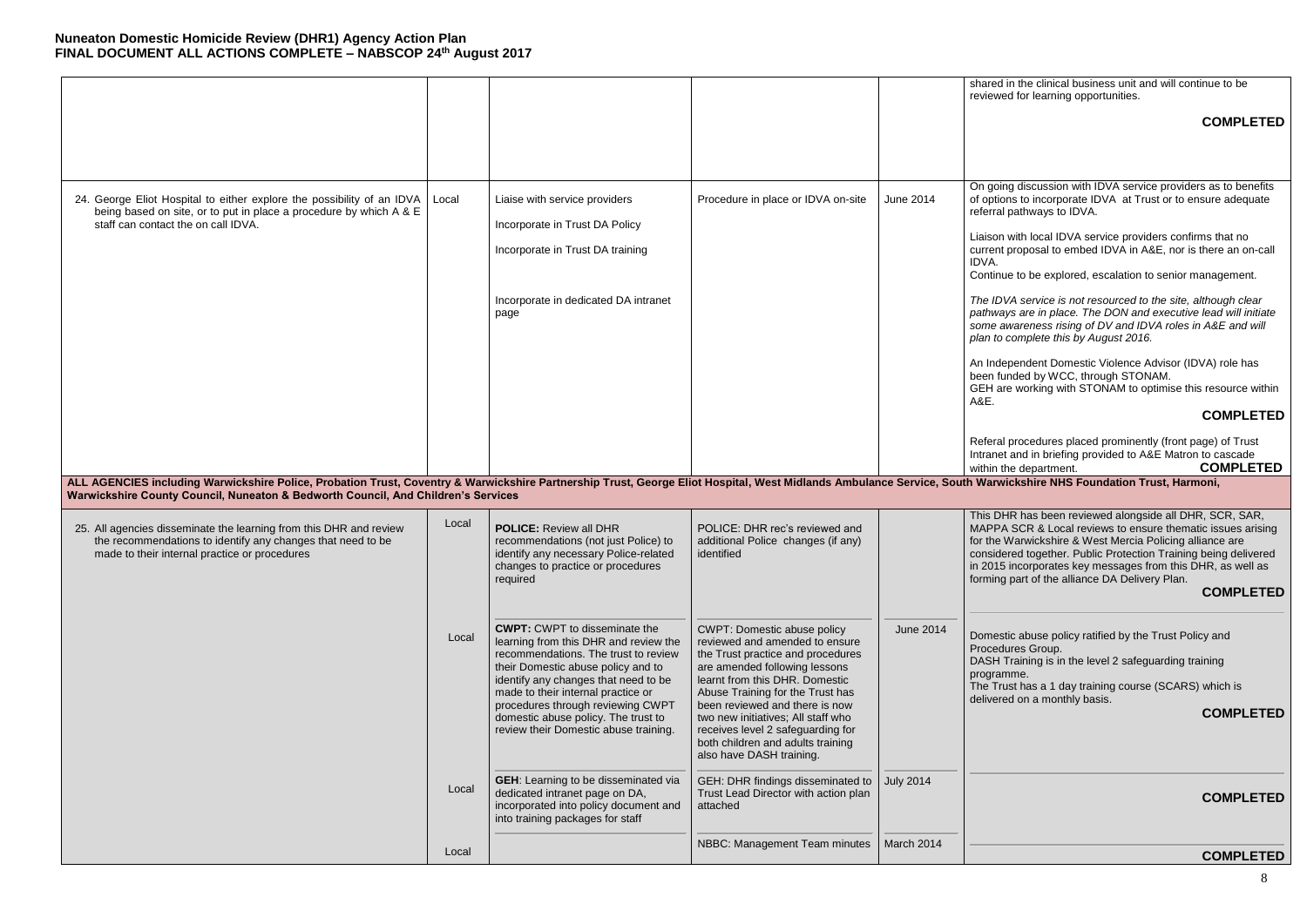**Nuneaton Domestic Homicide Review (DHR1) Agency Action Plan**
**FINAL DOCUMENT ALL ACTIONS COMPLETE – NABSCOP 24th August 2017**

| | | | | | |
|---|---|---|---|---|---|
| | | | | | shared in the clinical business unit and will continue to be reviewed for learning opportunities.<br><br>**COMPLETED** |
| 24. George Eliot Hospital to either explore the possibility of an IDVA being based on site, or to put in place a procedure by which A & E staff can contact the on call IDVA. | Local | Liaise with service providers<br><br>Incorporate in Trust DA Policy<br><br>Incorporate in Trust DA training<br><br>Incorporate in dedicated DA intranet page | Procedure in place or IDVA on-site | June 2014 | On going discussion with IDVA service providers as to benefits of options to incorporate IDVA at Trust or to ensure adequate referral pathways to IDVA.<br><br>Liaison with local IDVA service providers confirms that no current proposal to embed IDVA in A&E, nor is there an on-call IDVA.<br>Continue to be explored, escalation to senior management.<br><br>*The IDVA service is not resourced to the site, although clear pathways are in place. The DON and executive lead will initiate some awareness rising of DV and IDVA roles in A&E and will plan to complete this by August 2016.*<br><br>An Independent Domestic Violence Advisor (IDVA) role has been funded by WCC, through STONAM.<br>GEH are working with STONAM to optimise this resource within A&E.<br><br>**COMPLETED**<br><br>Referal procedures placed prominently (front page) of Trust Intranet and in briefing provided to A&E Matron to cascade within the department. **COMPLETED** |
| **ALL AGENCIES including Warwickshire Police, Probation Trust, Coventry & Warwickshire Partnership Trust, George Eliot Hospital, West Midlands Ambulance Service, South Warwickshire NHS Foundation Trust, Harmoni, Warwickshire County Council, Nuneaton & Bedworth Council, And Children's Services** | | | | | |
| 25. All agencies disseminate the learning from this DHR and review the recommendations to identify any changes that need to be made to their internal practice or procedures | Local | **POLICE:** Review all DHR recommendations (not just Police) to identify any necessary Police-related changes to practice or procedures required | POLICE: DHR rec's reviewed and additional Police changes (if any) identified | | This DHR has been reviewed alongside all DHR, SCR, SAR, MAPPA SCR & Local reviews to ensure thematic issues arising for the Warwickshire & West Mercia Policing alliance are considered together. Public Protection Training being delivered in 2015 incorporates key messages from this DHR, as well as forming part of the alliance DA Delivery Plan.<br><br>**COMPLETED** |
| | Local | **CWPT:** CWPT to disseminate the learning from this DHR and review the recommendations. The trust to review their Domestic abuse policy and to identify any changes that need to be made to their internal practice or procedures through reviewing CWPT domestic abuse policy. The trust to review their Domestic abuse training. | CWPT: Domestic abuse policy reviewed and amended to ensure the Trust practice and procedures are amended following lessons learnt from this DHR. Domestic Abuse Training for the Trust has been reviewed and there is now two new initiatives; All staff who receives level 2 safeguarding for both children and adults training also have DASH training. | June 2014 | Domestic abuse policy ratified by the Trust Policy and Procedures Group.<br>DASH Training is in the level 2 safeguarding training programme.<br>The Trust has a 1 day training course (SCARS) which is delivered on a monthly basis.<br><br>**COMPLETED** |
| | Local | **GEH**: Learning to be disseminated via dedicated intranet page on DA, incorporated into policy document and into training packages for staff | GEH: DHR findings disseminated to Trust Lead Director with action plan attached | July 2014 | **COMPLETED** |
| | Local | | NBBC: Management Team minutes | March 2014 | **COMPLETED** |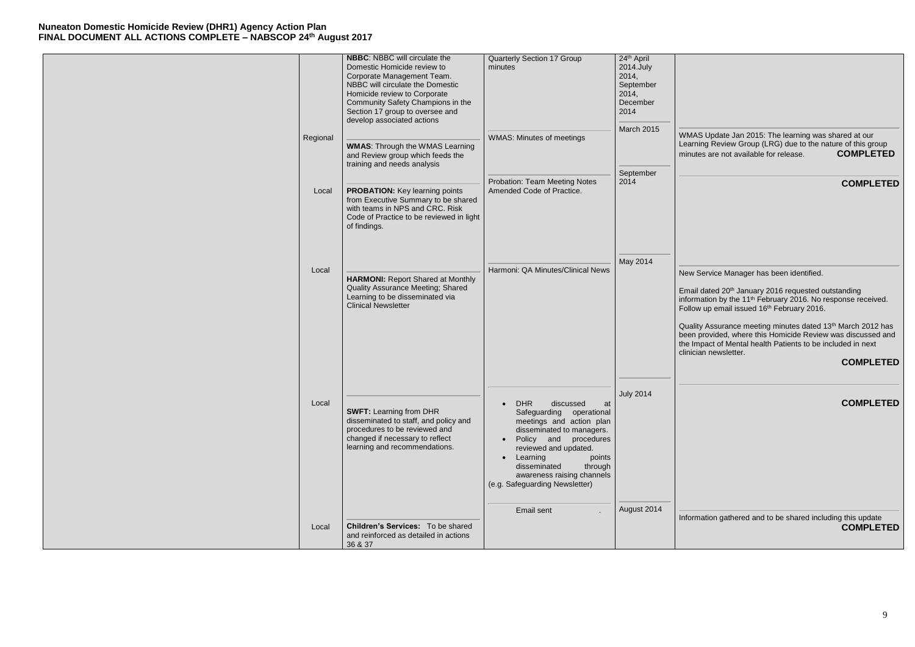**Nuneaton Domestic Homicide Review (DHR1) Agency Action Plan**
**FINAL DOCUMENT ALL ACTIONS COMPLETE – NABSCOP 24th August 2017**

| | | | | | |
|---|---|---|---|---|---|
| | | **NBBC**: NBBC will circulate the Domestic Homicide review to Corporate Management Team. NBBC will circulate the Domestic Homicide review to Corporate Community Safety Champions in the Section 17 group to oversee and develop associated actions | Quarterly Section 17 Group minutes | 24th April 2014.July 2014, September 2014, December 2014 | |
| | Regional | **WMAS**: Through the WMAS Learning and Review group which feeds the training and needs analysis | WMAS: Minutes of meetings | March 2015 | WMAS Update Jan 2015: The learning was shared at our Learning Review Group (LRG) due to the nature of this group minutes are not available for release. **COMPLETED** |
| | Local | **PROBATION:** Key learning points from Executive Summary to be shared with teams in NPS and CRC. Risk Code of Practice to be reviewed in light of findings. | Probation: Team Meeting Notes Amended Code of Practice. | September 2014 | **COMPLETED** |
| | Local | **HARMONI:** Report Shared at Monthly Quality Assurance Meeting; Shared Learning to be disseminated via Clinical Newsletter | Harmoni: QA Minutes/Clinical News | May 2014 | New Service Manager has been identified.<br><br>Email dated 20th January 2016 requested outstanding information by the 11th February 2016. No response received. Follow up email issued 16th February 2016.<br><br>Quality Assurance meeting minutes dated 13th March 2012 has been provided, where this Homicide Review was discussed and the Impact of Mental health Patients to be included in next clinician newsletter.<br>**COMPLETED** |
| | Local | **SWFT:** Learning from DHR disseminated to staff, and policy and procedures to be reviewed and changed if necessary to reflect learning and recommendations. | • DHR discussed at Safeguarding operational meetings and action plan disseminated to managers.<br>• Policy and procedures reviewed and updated.<br>• Learning points disseminated through awareness raising channels (e.g. Safeguarding Newsletter) | July 2014 | **COMPLETED** |
| | Local | **Children's Services:** To be shared and reinforced as detailed in actions 36 & 37 | Email sent . | August 2014 | Information gathered and to be shared including this update **COMPLETED** |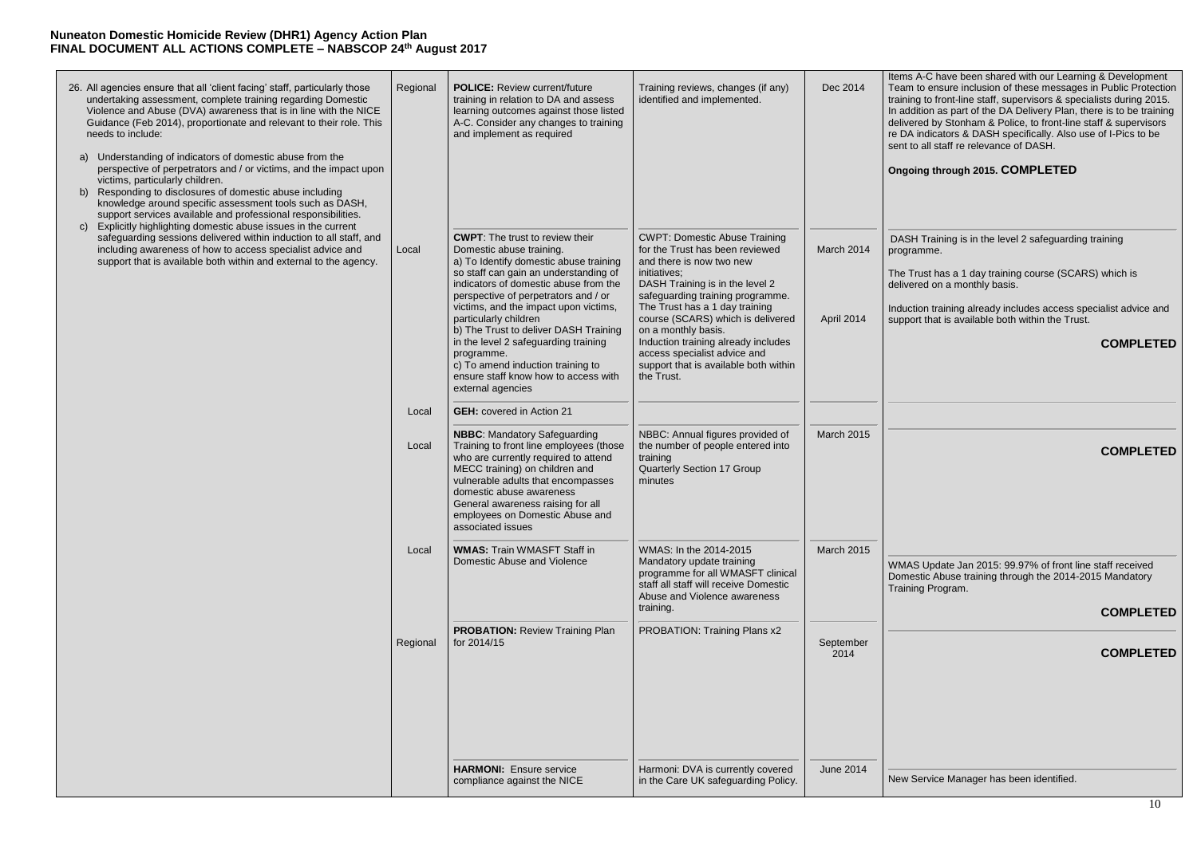**Nuneaton Domestic Homicide Review (DHR1) Agency Action Plan**
**FINAL DOCUMENT ALL ACTIONS COMPLETE – NABSCOP 24th August 2017**

| Recommendation | Scope | Action | Outcome | Date | Update |
|---|---|---|---|---|---|
| 26. All agencies ensure that all 'client facing' staff, particularly those undertaking assessment, complete training regarding Domestic Violence and Abuse (DVA) awareness that is in line with the NICE Guidance (Feb 2014), proportionate and relevant to their role. This needs to include:<br>a) Understanding of indicators of domestic abuse from the perspective of perpetrators and / or victims, and the impact upon victims, particularly children.<br>b) Responding to disclosures of domestic abuse including knowledge around specific assessment tools such as DASH, support services available and professional responsibilities.<br>c) Explicitly highlighting domestic abuse issues in the current safeguarding sessions delivered within induction to all staff, and including awareness of how to access specialist advice and support that is available both within and external to the agency. | Regional | **POLICE:** Review current/future training in relation to DA and assess learning outcomes against those listed A-C. Consider any changes to training and implement as required | Training reviews, changes (if any) identified and implemented. | Dec 2014 | Items A-C have been shared with our Learning & Development Team to ensure inclusion of these messages in Public Protection training to front-line staff, supervisors & specialists during 2015. In addition as part of the DA Delivery Plan, there is to be training delivered by Stonham & Police, to front-line staff & supervisors re DA indicators & DASH specifically. Also use of I-Pics to be sent to all staff re relevance of DASH.<br><br>**Ongoing through 2015. COMPLETED** |
| | Local | **CWPT**: The trust to review their Domestic abuse training.<br>a) To Identify domestic abuse training so staff can gain an understanding of indicators of domestic abuse from the perspective of perpetrators and / or victims, and the impact upon victims, particularly children<br>b) The Trust to deliver DASH Training in the level 2 safeguarding training programme.<br>c) To amend induction training to ensure staff know how to access with external agencies | CWPT: Domestic Abuse Training for the Trust has been reviewed and there is now two new initiatives;<br>DASH Training is in the level 2 safeguarding training programme.<br>The Trust has a 1 day training course (SCARS) which is delivered on a monthly basis.<br>Induction training already includes access specialist advice and support that is available both within the Trust. | March 2014<br><br>April 2014 | DASH Training is in the level 2 safeguarding training programme.<br><br>The Trust has a 1 day training course (SCARS) which is delivered on a monthly basis.<br><br>Induction training already includes access specialist advice and support that is available both within the Trust.<br><br>**COMPLETED** |
| | Local | **GEH:** covered in Action 21 | | | |
| | Local | **NBBC**: Mandatory Safeguarding Training to front line employees (those who are currently required to attend MECC training) on children and vulnerable adults that encompasses domestic abuse awareness<br>General awareness raising for all employees on Domestic Abuse and associated issues | NBBC: Annual figures provided of the number of people entered into training<br>Quarterly Section 17 Group minutes | March 2015 | **COMPLETED** |
| | Local | **WMAS:** Train WMASFT Staff in Domestic Abuse and Violence | WMAS: In the 2014-2015 Mandatory update training programme for all WMASFT clinical staff all staff will receive Domestic Abuse and Violence awareness training. | March 2015 | WMAS Update Jan 2015: 99.97% of front line staff received Domestic Abuse training through the 2014-2015 Mandatory Training Program.<br><br>**COMPLETED** |
| | Regional | **PROBATION:** Review Training Plan for 2014/15 | PROBATION: Training Plans x2 | September 2014 | **COMPLETED** |
| | | **HARMONI:** Ensure service compliance against the NICE | Harmoni: DVA is currently covered in the Care UK safeguarding Policy. | June 2014 | New Service Manager has been identified. |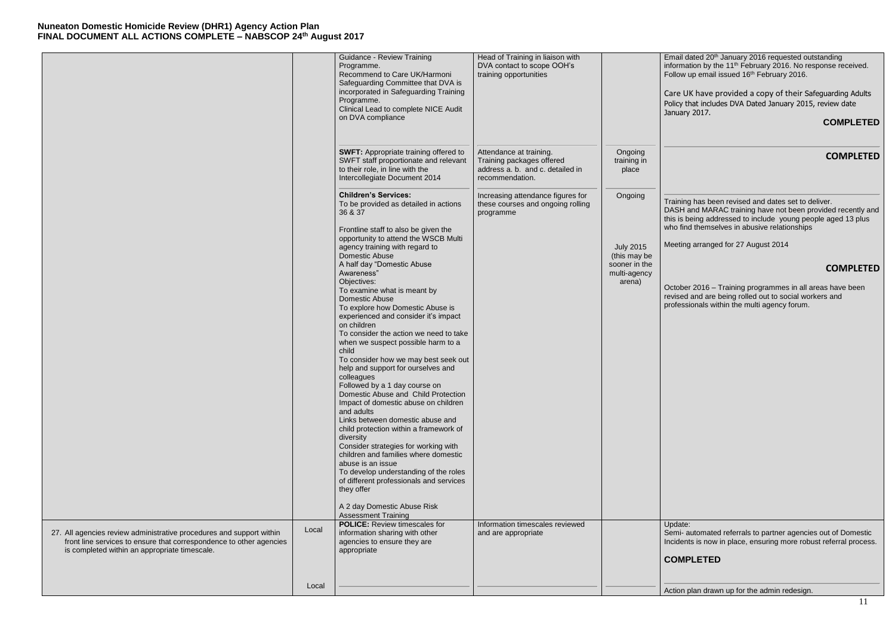**Nuneaton Domestic Homicide Review (DHR1) Agency Action Plan**
**FINAL DOCUMENT ALL ACTIONS COMPLETE – NABSCOP 24th August 2017**

| | | | | | |
|---|---|---|---|---|---|
| | | Guidance - Review Training Programme.<br>Recommend to Care UK/Harmoni Safeguarding Committee that DVA is incorporated in Safeguarding Training Programme.<br>Clinical Lead to complete NICE Audit on DVA compliance | Head of Training in liaison with DVA contact to scope OOH's training opportunities | | Email dated 20th January 2016 requested outstanding information by the 11th February 2016. No response received. Follow up email issued 16th February 2016.<br><br>Care UK have provided a copy of their Safeguarding Adults Policy that includes DVA Dated January 2015, review date January 2017.<br>**COMPLETED** |
| | | **SWFT:** Appropriate training offered to SWFT staff proportionate and relevant to their role, in line with the Intercollegiate Document 2014 | Attendance at training.<br>Training packages offered address a. b. and c. detailed in recommendation. | Ongoing training in place | **COMPLETED** |
| | | **Children's Services:**<br>To be provided as detailed in actions 36 & 37<br><br>Frontline staff to also be given the opportunity to attend the WSCB Multi agency training with regard to Domestic Abuse<br>A half day "Domestic Abuse Awareness"<br>Objectives:<br>To examine what is meant by Domestic Abuse<br>To explore how Domestic Abuse is experienced and consider it's impact on children<br>To consider the action we need to take when we suspect possible harm to a child<br>To consider how we may best seek out help and support for ourselves and colleagues<br>Followed by a 1 day course on Domestic Abuse and Child Protection<br>Impact of domestic abuse on children and adults<br>Links between domestic abuse and child protection within a framework of diversity<br>Consider strategies for working with children and families where domestic abuse is an issue<br>To develop understanding of the roles of different professionals and services they offer<br><br>A 2 day Domestic Abuse Risk Assessment Training | Increasing attendance figures for these courses and ongoing rolling programme | Ongoing<br><br>July 2015 (this may be sooner in the multi-agency arena) | Training has been revised and dates set to deliver.<br>DASH and MARAC training have not been provided recently and this is being addressed to include young people aged 13 plus who find themselves in abusive relationships<br><br>Meeting arranged for 27 August 2014<br><br>**COMPLETED**<br><br>October 2016 – Training programmes in all areas have been revised and are being rolled out to social workers and professionals within the multi agency forum. |
| 27. All agencies review administrative procedures and support within front line services to ensure that correspondence to other agencies is completed within an appropriate timescale. | Local | **POLICE:** Review timescales for information sharing with other agencies to ensure they are appropriate | Information timescales reviewed and are appropriate | | Update:<br>Semi- automated referrals to partner agencies out of Domestic Incidents is now in place, ensuring more robust referral process.<br><br>**COMPLETED** |
| | Local | | | | Action plan drawn up for the admin redesign. |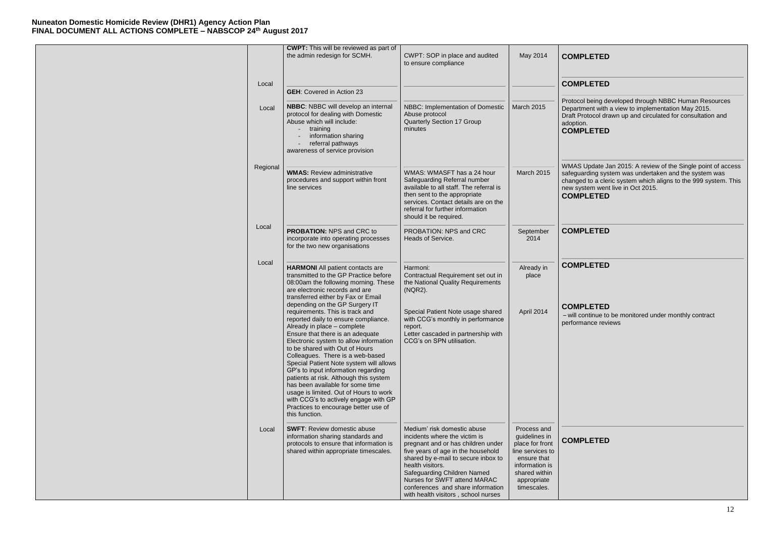**Nuneaton Domestic Homicide Review (DHR1) Agency Action Plan**
**FINAL DOCUMENT ALL ACTIONS COMPLETE – NABSCOP 24th August 2017**

| | | | | | |
|---|---|---|---|---|---|
| | | **CWPT:** This will be reviewed as part of the admin redesign for SCMH. | CWPT: SOP in place and audited to ensure compliance | May 2014 | **COMPLETED** |
| | Local | **GEH**: Covered in Action 23 | | | **COMPLETED** |
| | Local | **NBBC**: NBBC will develop an internal protocol for dealing with Domestic Abuse which will include:<br>- training<br>- information sharing<br>- referral pathways<br>awareness of service provision | NBBC: Implementation of Domestic Abuse protocol<br>Quarterly Section 17 Group minutes | March 2015 | Protocol being developed through NBBC Human Resources Department with a view to implementation May 2015.<br>Draft Protocol drawn up and circulated for consultation and adoption.<br>**COMPLETED** |
| | Regional | **WMAS:** Review administrative procedures and support within front line services | WMAS: WMASFT has a 24 hour Safeguarding Referral number available to all staff. The referral is then sent to the appropriate services. Contact details are on the referral for further information should it be required. | March 2015 | WMAS Update Jan 2015: A review of the Single point of access safeguarding system was undertaken and the system was changed to a cleric system which aligns to the 999 system. This new system went live in Oct 2015.<br>**COMPLETED** |
| | Local | **PROBATION:** NPS and CRC to incorporate into operating processes for the two new organisations | PROBATION: NPS and CRC Heads of Service. | September 2014 | **COMPLETED** |
| | Local | **HARMONI** All patient contacts are transmitted to the GP Practice before 08:00am the following morning. These are electronic records and are transferred either by Fax or Email depending on the GP Surgery IT requirements. This is track and reported daily to ensure compliance. Already in place – complete<br>Ensure that there is an adequate Electronic system to allow information to be shared with Out of Hours Colleagues. There is a web-based Special Patient Note system will allows GP's to input information regarding patients at risk. Although this system has been available for some time usage is limited. Out of Hours to work with CCG's to actively engage with GP Practices to encourage better use of this function. | Harmoni:<br>Contractual Requirement set out in the National Quality Requirements (NQR2).<br><br>Special Patient Note usage shared with CCG's monthly in performance report.<br>Letter cascaded in partnership with CCG's on SPN utilisation. | Already in place<br><br>April 2014 | **COMPLETED**<br><br>**COMPLETED**<br>– will continue to be monitored under monthly contract performance reviews |
| | Local | **SWFT**: Review domestic abuse information sharing standards and protocols to ensure that information is shared within appropriate timescales. | Medium' risk domestic abuse incidents where the victim is pregnant and or has children under five years of age in the household shared by e-mail to secure inbox to health visitors.<br>Safeguarding Children Named Nurses for SWFT attend MARAC conferences and share information with health visitors , school nurses | Process and guidelines in place for front line services to ensure that information is shared within appropriate timescales. | **COMPLETED** |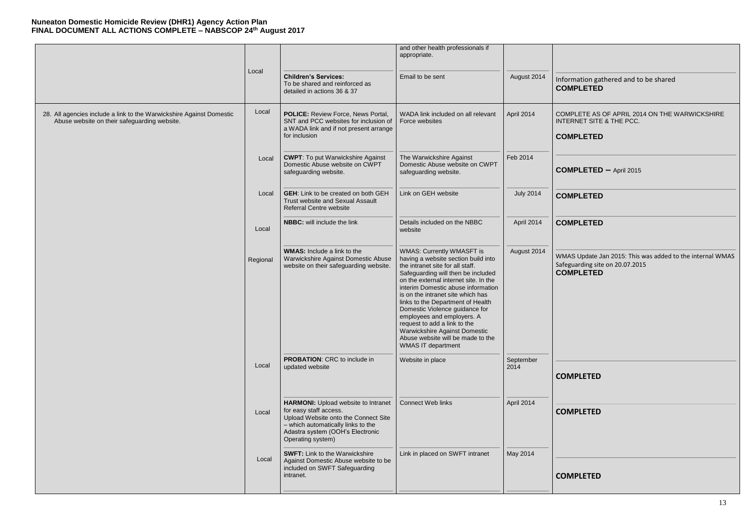**Nuneaton Domestic Homicide Review (DHR1) Agency Action Plan**
**FINAL DOCUMENT ALL ACTIONS COMPLETE – NABSCOP 24th August 2017**

| | | | | | |
|---|---|---|---|---|---|
| | | | and other health professionals if appropriate. | | |
| | Local | **Children's Services:** To be shared and reinforced as detailed in actions 36 & 37 | Email to be sent | August 2014 | Information gathered and to be shared **COMPLETED** |
| 28. All agencies include a link to the Warwickshire Against Domestic Abuse website on their safeguarding website. | Local | **POLICE:** Review Force, News Portal, SNT and PCC websites for inclusion of a WADA link and if not present arrange for inclusion | WADA link included on all relevant Force websites | April 2014 | COMPLETE AS OF APRIL 2014 ON THE WARWICKSHIRE INTERNET SITE & THE PCC. **COMPLETED** |
| | Local | **CWPT**: To put Warwickshire Against Domestic Abuse website on CWPT safeguarding website. | The Warwickshire Against Domestic Abuse website on CWPT safeguarding website. | Feb 2014 | **COMPLETED** – April 2015 |
| | Local | **GEH**: Link to be created on both GEH Trust website and Sexual Assault Referral Centre website | Link on GEH website | July 2014 | **COMPLETED** |
| | Local | **NBBC:** will include the link | Details included on the NBBC website | April 2014 | **COMPLETED** |
| | Regional | **WMAS:** Include a link to the Warwickshire Against Domestic Abuse website on their safeguarding website. | WMAS: Currently WMASFT is having a website section build into the intranet site for all staff. Safeguarding will then be included on the external internet site. In the interim Domestic abuse information is on the intranet site which has links to the Department of Health Domestic Violence guidance for employees and employers. A request to add a link to the Warwickshire Against Domestic Abuse website will be made to the WMAS IT department | August 2014 | WMAS Update Jan 2015: This was added to the internal WMAS Safeguarding site on 20.07.2015 **COMPLETED** |
| | Local | **PROBATION**: CRC to include in updated website | Website in place | September 2014 | **COMPLETED** |
| | Local | **HARMONI:** Upload website to Intranet for easy staff access. Upload Website onto the Connect Site – which automatically links to the Adastra system (OOH's Electronic Operating system) | Connect Web links | April 2014 | **COMPLETED** |
| | Local | **SWFT:** Link to the Warwickshire Against Domestic Abuse website to be included on SWFT Safeguarding intranet. | Link in placed on SWFT intranet | May 2014 | **COMPLETED** |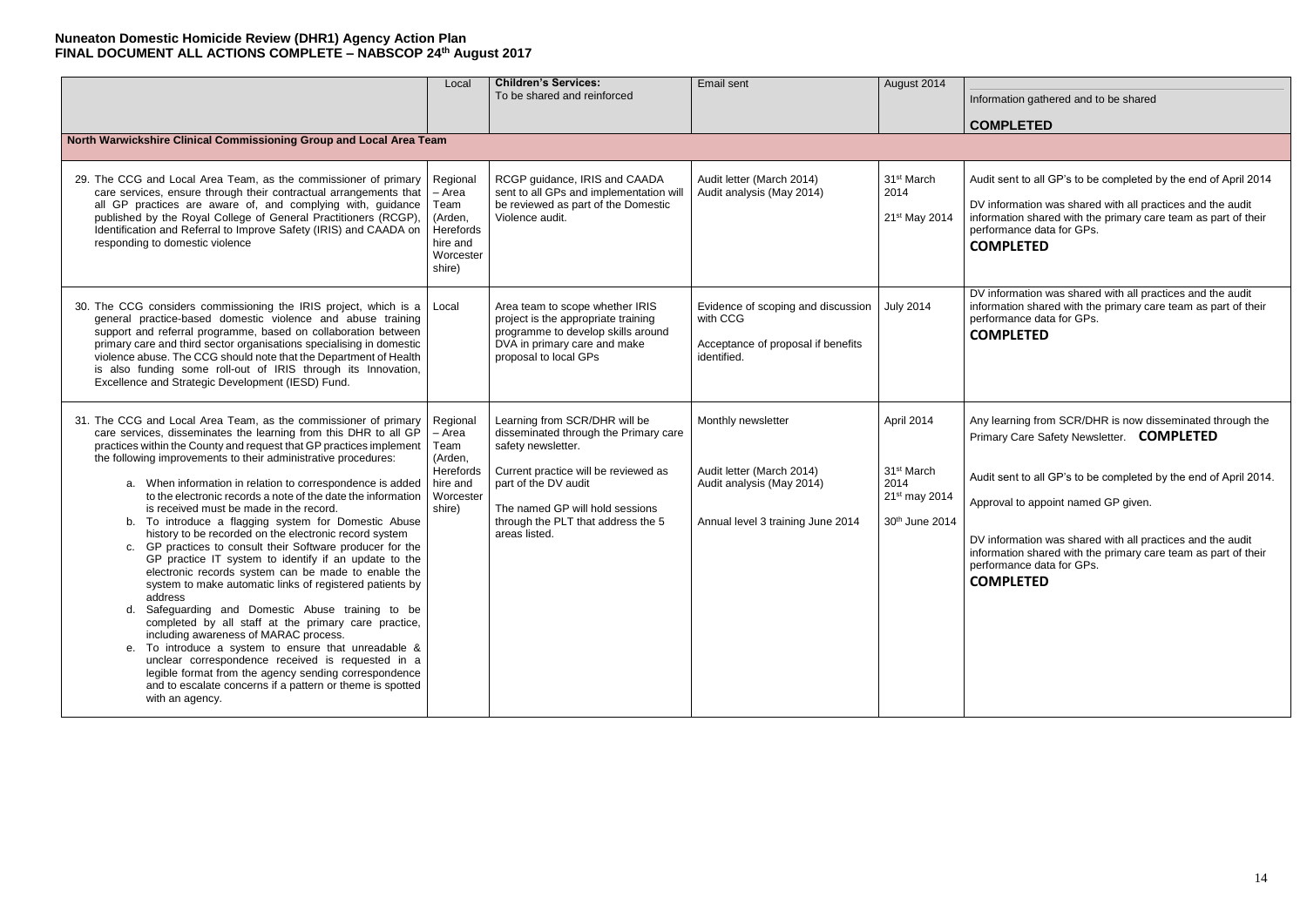# Nuneaton Domestic Homicide Review (DHR1) Agency Action Plan
## FINAL DOCUMENT ALL ACTIONS COMPLETE – NABSCOP 24th August 2017

| | | | | | |
|---|---|---|---|---|---|
| | Local | **Children's Services:** To be shared and reinforced | Email sent | August 2014 | Information gathered and to be shared<br><br>**COMPLETED** |
| **North Warwickshire Clinical Commissioning Group and Local Area Team** | | | | | |
| 29. The CCG and Local Area Team, as the commissioner of primary care services, ensure through their contractual arrangements that all GP practices are aware of, and complying with, guidance published by the Royal College of General Practitioners (RCGP), Identification and Referral to Improve Safety (IRIS) and CAADA on responding to domestic violence | Regional – Area Team (Arden, Herefordshire and Worcestershire) | RCGP guidance, IRIS and CAADA sent to all GPs and implementation will be reviewed as part of the Domestic Violence audit. | Audit letter (March 2014)<br>Audit analysis (May 2014) | 31st March 2014<br><br>21st May 2014 | Audit sent to all GP's to be completed by the end of April 2014<br><br>DV information was shared with all practices and the audit information shared with the primary care team as part of their performance data for GPs.<br>**COMPLETED** |
| 30. The CCG considers commissioning the IRIS project, which is a general practice-based domestic violence and abuse training support and referral programme, based on collaboration between primary care and third sector organisations specialising in domestic violence abuse. The CCG should note that the Department of Health is also funding some roll-out of IRIS through its Innovation, Excellence and Strategic Development (IESD) Fund. | Local | Area team to scope whether IRIS project is the appropriate training programme to develop skills around DVA in primary care and make proposal to local GPs | Evidence of scoping and discussion with CCG<br><br>Acceptance of proposal if benefits identified. | July 2014 | DV information was shared with all practices and the audit information shared with the primary care team as part of their performance data for GPs.<br>**COMPLETED** |
| 31. The CCG and Local Area Team, as the commissioner of primary care services, disseminates the learning from this DHR to all GP practices within the County and request that GP practices implement the following improvements to their administrative procedures:<br>a. When information in relation to correspondence is added to the electronic records a note of the date the information is received must be made in the record.<br>b. To introduce a flagging system for Domestic Abuse history to be recorded on the electronic record system<br>c. GP practices to consult their Software producer for the GP practice IT system to identify if an update to the electronic records system can be made to enable the system to make automatic links of registered patients by address<br>d. Safeguarding and Domestic Abuse training to be completed by all staff at the primary care practice, including awareness of MARAC process.<br>e. To introduce a system to ensure that unreadable & unclear correspondence received is requested in a legible format from the agency sending correspondence and to escalate concerns if a pattern or theme is spotted with an agency. | Regional – Area Team (Arden, Herefordshire and Worcestershire) | Learning from SCR/DHR will be disseminated through the Primary care safety newsletter.<br><br>Current practice will be reviewed as part of the DV audit<br><br>The named GP will hold sessions through the PLT that address the 5 areas listed. | Monthly newsletter<br><br>Audit letter (March 2014)<br>Audit analysis (May 2014)<br><br>Annual level 3 training June 2014 | April 2014<br><br>31st March 2014<br>21st may 2014<br>30th June 2014 | Any learning from SCR/DHR is now disseminated through the Primary Care Safety Newsletter. **COMPLETED**<br><br>Audit sent to all GP's to be completed by the end of April 2014.<br><br>Approval to appoint named GP given.<br><br>DV information was shared with all practices and the audit information shared with the primary care team as part of their performance data for GPs.<br>**COMPLETED** |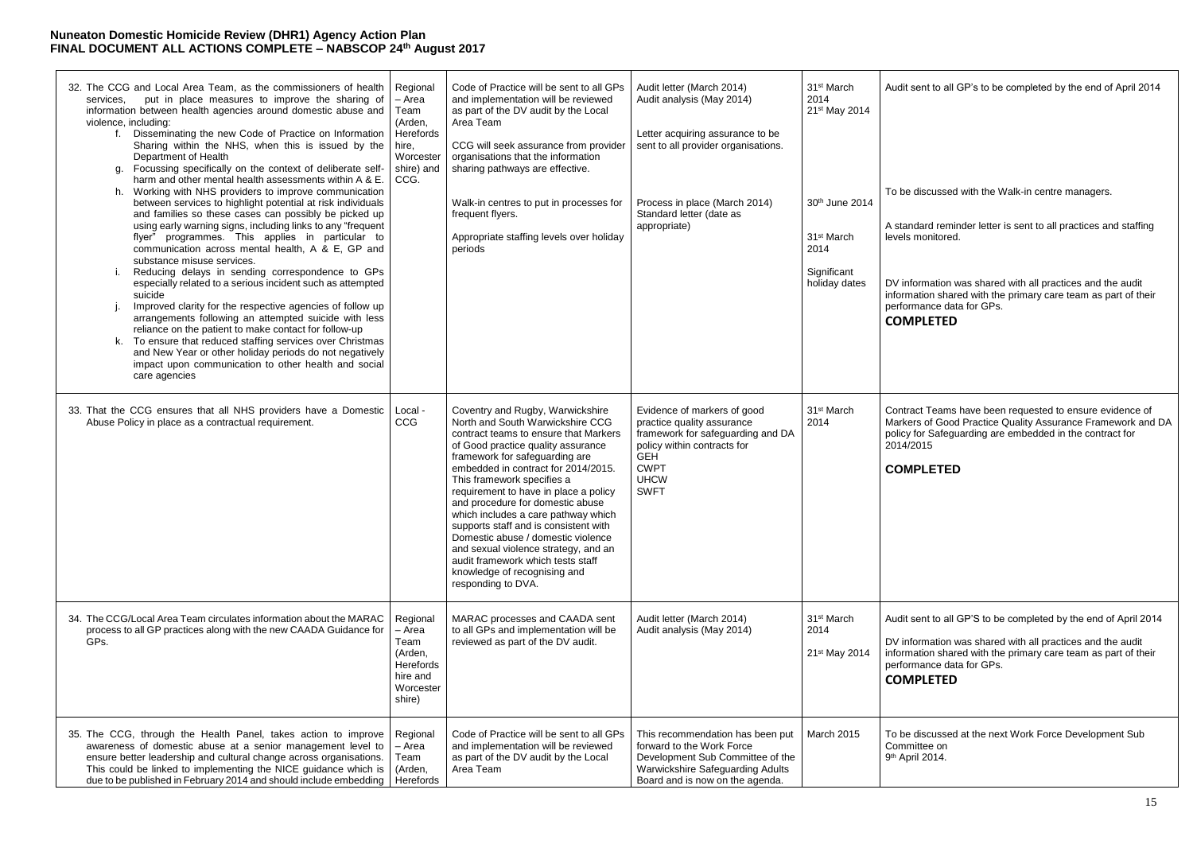**Nuneaton Domestic Homicide Review (DHR1) Agency Action Plan**
**FINAL DOCUMENT ALL ACTIONS COMPLETE – NABSCOP 24th August 2017**

| | | | | | |
|---|---|---|---|---|---|
| 32. The CCG and Local Area Team, as the commissioners of health services, put in place measures to improve the sharing of information between health agencies around domestic abuse and violence, including:<br>f. Disseminating the new Code of Practice on Information Sharing within the NHS, when this is issued by the Department of Health<br>g. Focussing specifically on the context of deliberate self-harm and other mental health assessments within A & E.<br>h. Working with NHS providers to improve communication between services to highlight potential at risk individuals and families so these cases can possibly be picked up using early warning signs, including links to any "frequent flyer" programmes. This applies in particular to communication across mental health, A & E, GP and substance misuse services.<br>i. Reducing delays in sending correspondence to GPs especially related to a serious incident such as attempted suicide<br>j. Improved clarity for the respective agencies of follow up arrangements following an attempted suicide with less reliance on the patient to make contact for follow-up<br>k. To ensure that reduced staffing services over Christmas and New Year or other holiday periods do not negatively impact upon communication to other health and social care agencies | Regional – Area Team (Arden, Herefordshire, Worcestershire) and CCG. | Code of Practice will be sent to all GPs and implementation will be reviewed as part of the DV audit by the Local Area Team<br><br>CCG will seek assurance from provider organisations that the information sharing pathways are effective.<br><br>Walk-in centres to put in processes for frequent flyers.<br><br>Appropriate staffing levels over holiday periods | Audit letter (March 2014)<br>Audit analysis (May 2014)<br><br>Letter acquiring assurance to be sent to all provider organisations.<br><br>Process in place (March 2014)<br>Standard letter (date as appropriate) | 31st March 2014<br>21st May 2014<br><br>30th June 2014<br><br>31st March 2014<br><br>Significant holiday dates | Audit sent to all GP's to be completed by the end of April 2014<br><br>To be discussed with the Walk-in centre managers.<br><br>A standard reminder letter is sent to all practices and staffing levels monitored.<br><br>DV information was shared with all practices and the audit information shared with the primary care team as part of their performance data for GPs.<br>**COMPLETED** |
| 33. That the CCG ensures that all NHS providers have a Domestic Abuse Policy in place as a contractual requirement. | Local - CCG | Coventry and Rugby, Warwickshire North and South Warwickshire CCG contract teams to ensure that Markers of Good practice quality assurance framework for safeguarding are embedded in contract for 2014/2015. This framework specifies a requirement to have in place a policy and procedure for domestic abuse which includes a care pathway which supports staff and is consistent with Domestic abuse / domestic violence and sexual violence strategy, and an audit framework which tests staff knowledge of recognising and responding to DVA. | Evidence of markers of good practice quality assurance framework for safeguarding and DA policy within contracts for<br>GEH<br>CWPT<br>UHCW<br>SWFT | 31st March 2014 | Contract Teams have been requested to ensure evidence of Markers of Good Practice Quality Assurance Framework and DA policy for Safeguarding are embedded in the contract for 2014/2015<br><br>**COMPLETED** |
| 34. The CCG/Local Area Team circulates information about the MARAC process to all GP practices along with the new CAADA Guidance for GPs. | Regional – Area Team (Arden, Herefordshire and Worcestershire) | MARAC processes and CAADA sent to all GPs and implementation will be reviewed as part of the DV audit. | Audit letter (March 2014)<br>Audit analysis (May 2014) | 31st March 2014<br><br>21st May 2014 | Audit sent to all GP'S to be completed by the end of April 2014<br><br>DV information was shared with all practices and the audit information shared with the primary care team as part of their performance data for GPs.<br>**COMPLETED** |
| 35. The CCG, through the Health Panel, takes action to improve awareness of domestic abuse at a senior management level to ensure better leadership and cultural change across organisations. This could be linked to implementing the NICE guidance which is due to be published in February 2014 and should include embedding | Regional – Area Team (Arden, Herefords | Code of Practice will be sent to all GPs and implementation will be reviewed as part of the DV audit by the Local Area Team | This recommendation has been put forward to the Work Force Development Sub Committee of the Warwickshire Safeguarding Adults Board and is now on the agenda. | March 2015 | To be discussed at the next Work Force Development Sub Committee on<br>9th April 2014. |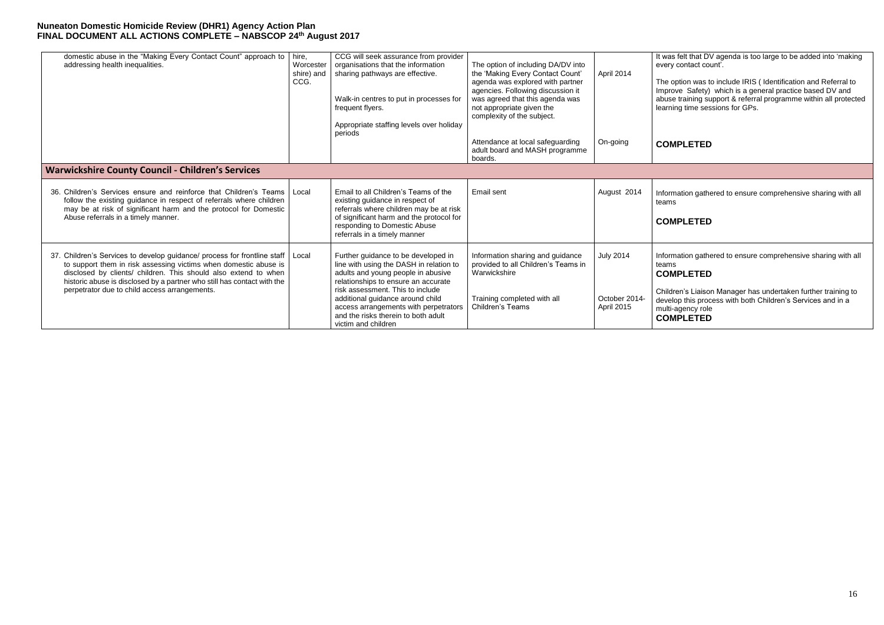# Nuneaton Domestic Homicide Review (DHR1) Agency Action Plan

**FINAL DOCUMENT ALL ACTIONS COMPLETE – NABSCOP 24th August 2017**

| | | | | | |
|---|---|---|---|---|---|
| domestic abuse in the "Making Every Contact Count" approach to addressing health inequalities. | hire, Worcester shire) and CCG. | CCG will seek assurance from provider organisations that the information sharing pathways are effective.<br><br>Walk-in centres to put in processes for frequent flyers.<br><br>Appropriate staffing levels over holiday periods | The option of including DA/DV into the 'Making Every Contact Count' agenda was explored with partner agencies. Following discussion it was agreed that this agenda was not appropriate given the complexity of the subject.<br><br>Attendance at local safeguarding adult board and MASH programme boards. | April 2014<br><br>On-going | It was felt that DV agenda is too large to be added into 'making every contact count'.<br><br>The option was to include IRIS ( Identification and Referral to Improve Safety) which is a general practice based DV and abuse training support & referral programme within all protected learning time sessions for GPs.<br><br>**COMPLETED** |
| **Warwickshire County Council - Children's Services** | | | | | |
| 36. Children's Services ensure and reinforce that Children's Teams follow the existing guidance in respect of referrals where children may be at risk of significant harm and the protocol for Domestic Abuse referrals in a timely manner. | Local | Email to all Children's Teams of the existing guidance in respect of referrals where children may be at risk of significant harm and the protocol for responding to Domestic Abuse referrals in a timely manner | Email sent | August 2014 | Information gathered to ensure comprehensive sharing with all teams<br><br>**COMPLETED** |
| 37. Children's Services to develop guidance/ process for frontline staff to support them in risk assessing victims when domestic abuse is disclosed by clients/ children. This should also extend to when historic abuse is disclosed by a partner who still has contact with the perpetrator due to child access arrangements. | Local | Further guidance to be developed in line with using the DASH in relation to adults and young people in abusive relationships to ensure an accurate risk assessment. This to include additional guidance around child access arrangements with perpetrators and the risks therein to both adult victim and children | Information sharing and guidance provided to all Children's Teams in Warwickshire<br><br>Training completed with all Children's Teams | July 2014<br><br>October 2014- April 2015 | Information gathered to ensure comprehensive sharing with all teams<br>**COMPLETED**<br><br>Children's Liaison Manager has undertaken further training to develop this process with both Children's Services and in a multi-agency role<br>**COMPLETED** |